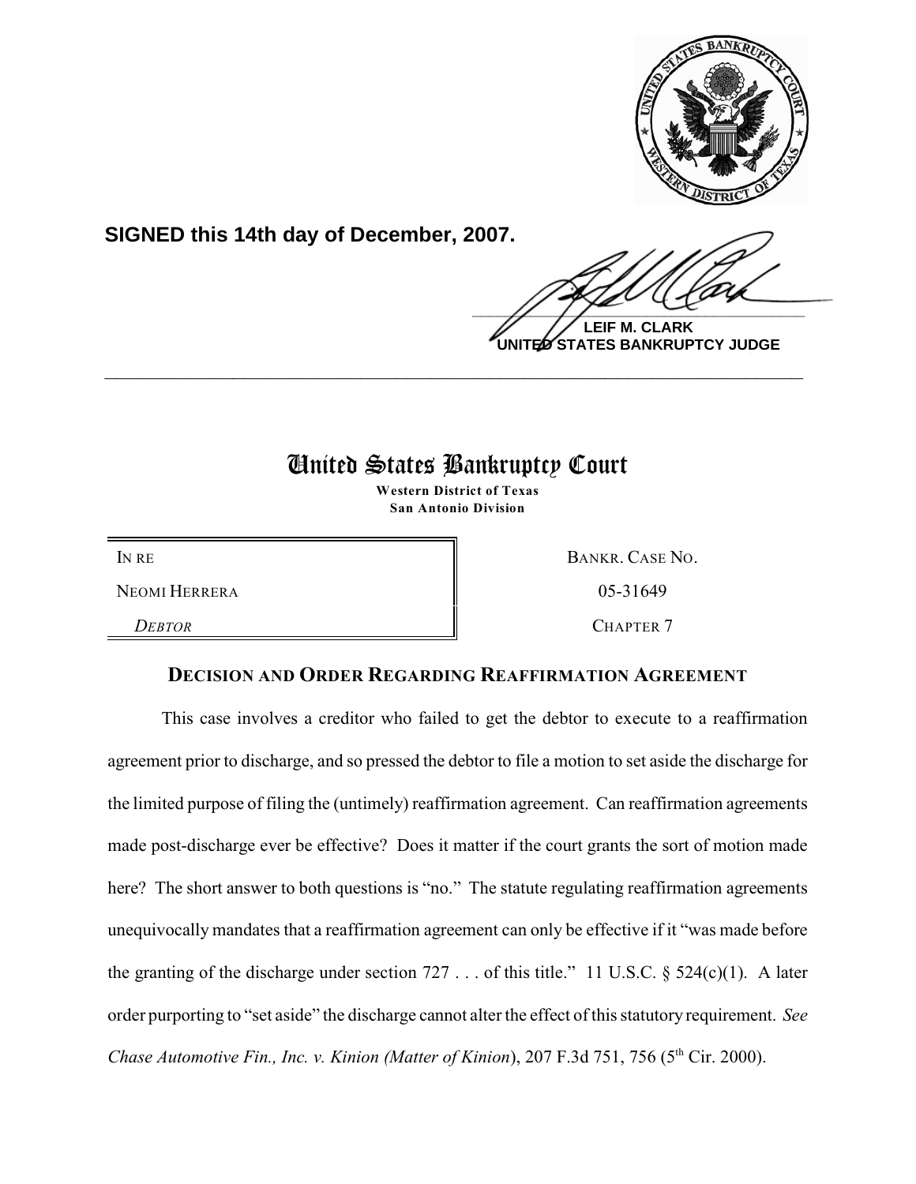**SIGNED this 14th day of December, 2007.**

**LEIF M. CLARK**
**UNITED STATES BANKRUPTCY JUDGE**

---

# United States Bankruptcy Court

**Western District of Texas**
**San Antonio Division**

| IN RE | BANKR. CASE NO. |
|---|---|
| NEOMI HERRERA | 05-31649 |
| *DEBTOR* | CHAPTER 7 |

## DECISION AND ORDER REGARDING REAFFIRMATION AGREEMENT

This case involves a creditor who failed to get the debtor to execute to a reaffirmation agreement prior to discharge, and so pressed the debtor to file a motion to set aside the discharge for the limited purpose of filing the (untimely) reaffirmation agreement. Can reaffirmation agreements made post-discharge ever be effective? Does it matter if the court grants the sort of motion made here? The short answer to both questions is "no." The statute regulating reaffirmation agreements unequivocally mandates that a reaffirmation agreement can only be effective if it "was made before the granting of the discharge under section 727 . . . of this title." 11 U.S.C. § 524(c)(1). A later order purporting to "set aside" the discharge cannot alter the effect of this statutory requirement. *See Chase Automotive Fin., Inc. v. Kinion (Matter of Kinion*), 207 F.3d 751, 756 (5th Cir. 2000).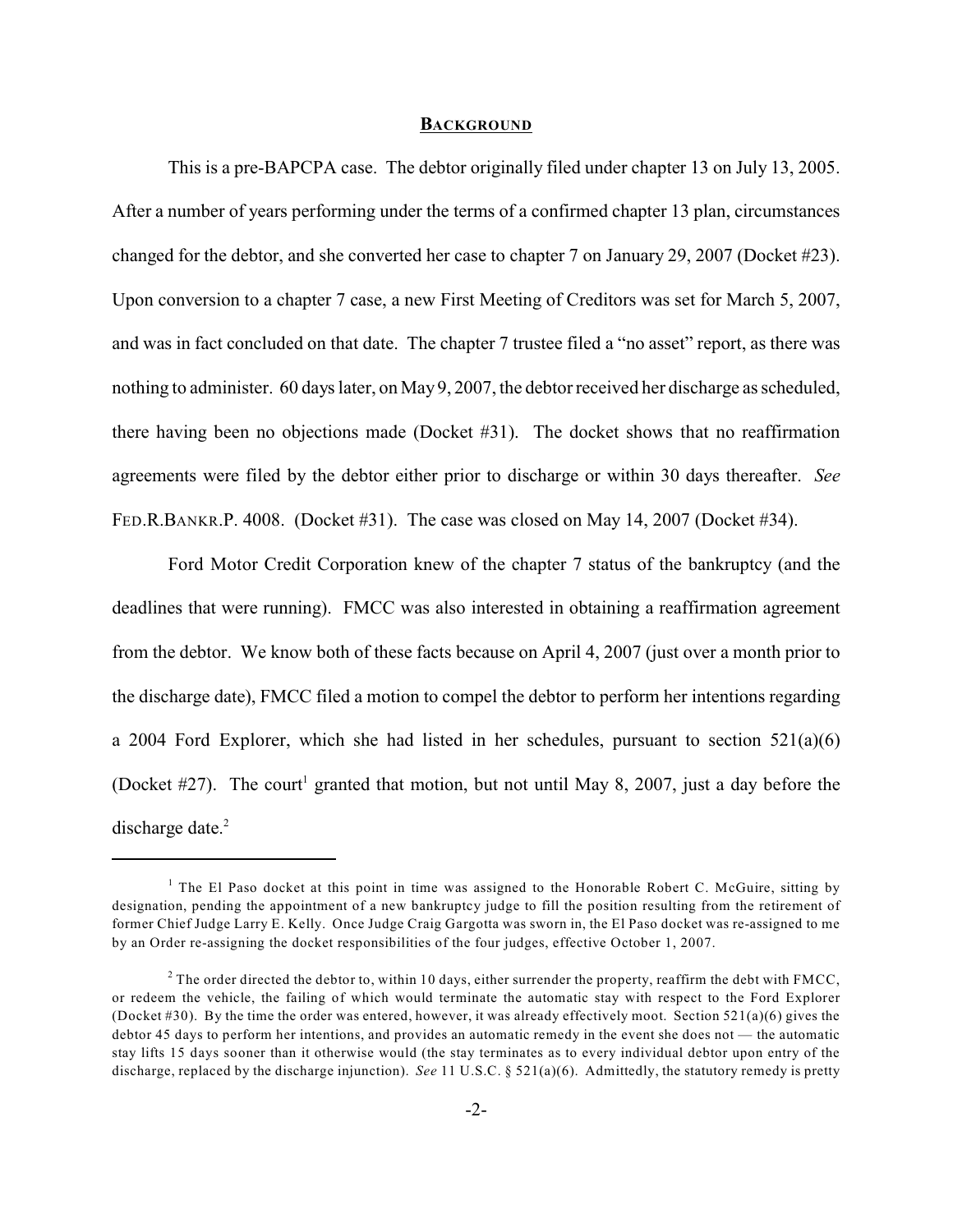## BACKGROUND

This is a pre-BAPCPA case. The debtor originally filed under chapter 13 on July 13, 2005. After a number of years performing under the terms of a confirmed chapter 13 plan, circumstances changed for the debtor, and she converted her case to chapter 7 on January 29, 2007 (Docket #23). Upon conversion to a chapter 7 case, a new First Meeting of Creditors was set for March 5, 2007, and was in fact concluded on that date. The chapter 7 trustee filed a "no asset" report, as there was nothing to administer. 60 days later, on May 9, 2007, the debtor received her discharge as scheduled, there having been no objections made (Docket #31). The docket shows that no reaffirmation agreements were filed by the debtor either prior to discharge or within 30 days thereafter. *See* FED.R.BANKR.P. 4008. (Docket #31). The case was closed on May 14, 2007 (Docket #34).

Ford Motor Credit Corporation knew of the chapter 7 status of the bankruptcy (and the deadlines that were running). FMCC was also interested in obtaining a reaffirmation agreement from the debtor. We know both of these facts because on April 4, 2007 (just over a month prior to the discharge date), FMCC filed a motion to compel the debtor to perform her intentions regarding a 2004 Ford Explorer, which she had listed in her schedules, pursuant to section 521(a)(6) (Docket #27). The court[1] granted that motion, but not until May 8, 2007, just a day before the discharge date.[2]

---

[1] The El Paso docket at this point in time was assigned to the Honorable Robert C. McGuire, sitting by designation, pending the appointment of a new bankruptcy judge to fill the position resulting from the retirement of former Chief Judge Larry E. Kelly. Once Judge Craig Gargotta was sworn in, the El Paso docket was re-assigned to me by an Order re-assigning the docket responsibilities of the four judges, effective October 1, 2007.

[2] The order directed the debtor to, within 10 days, either surrender the property, reaffirm the debt with FMCC, or redeem the vehicle, the failing of which would terminate the automatic stay with respect to the Ford Explorer (Docket #30). By the time the order was entered, however, it was already effectively moot. Section 521(a)(6) gives the debtor 45 days to perform her intentions, and provides an automatic remedy in the event she does not — the automatic stay lifts 15 days sooner than it otherwise would (the stay terminates as to every individual debtor upon entry of the discharge, replaced by the discharge injunction). *See* 11 U.S.C. § 521(a)(6). Admittedly, the statutory remedy is pretty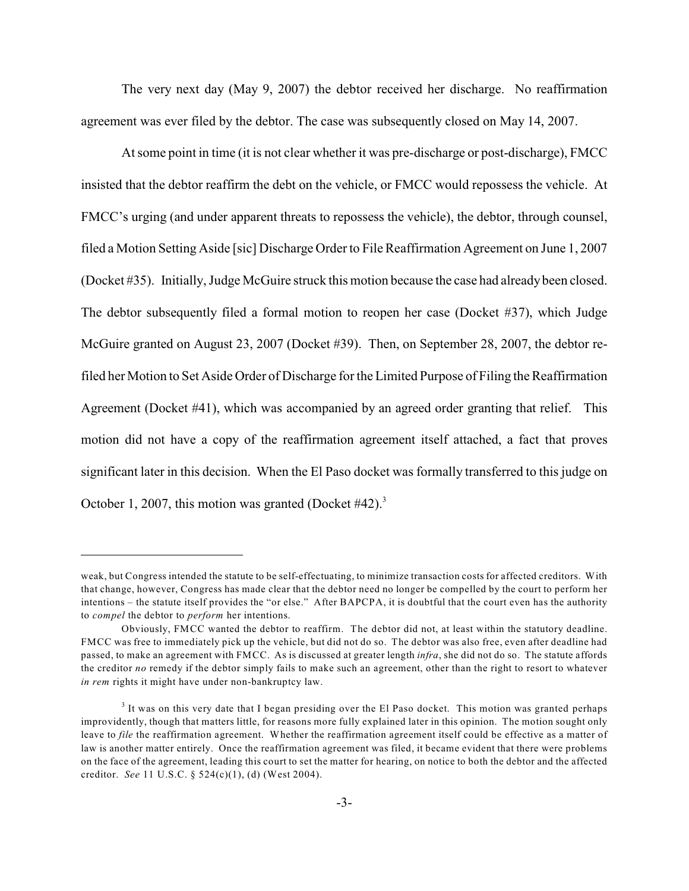The very next day (May 9, 2007) the debtor received her discharge. No reaffirmation agreement was ever filed by the debtor. The case was subsequently closed on May 14, 2007.

At some point in time (it is not clear whether it was pre-discharge or post-discharge), FMCC insisted that the debtor reaffirm the debt on the vehicle, or FMCC would repossess the vehicle. At FMCC's urging (and under apparent threats to repossess the vehicle), the debtor, through counsel, filed a Motion Setting Aside [sic] Discharge Order to File Reaffirmation Agreement on June 1, 2007 (Docket #35). Initially, Judge McGuire struck this motion because the case had already been closed. The debtor subsequently filed a formal motion to reopen her case (Docket #37), which Judge McGuire granted on August 23, 2007 (Docket #39). Then, on September 28, 2007, the debtor re-filed her Motion to Set Aside Order of Discharge for the Limited Purpose of Filing the Reaffirmation Agreement (Docket #41), which was accompanied by an agreed order granting that relief. This motion did not have a copy of the reaffirmation agreement itself attached, a fact that proves significant later in this decision. When the El Paso docket was formally transferred to this judge on October 1, 2007, this motion was granted (Docket #42).[3]

---

weak, but Congress intended the statute to be self-effectuating, to minimize transaction costs for affected creditors. With that change, however, Congress has made clear that the debtor need no longer be compelled by the court to perform her intentions – the statute itself provides the "or else." After BAPCPA, it is doubtful that the court even has the authority to *compel* the debtor to *perform* her intentions.

Obviously, FMCC wanted the debtor to reaffirm. The debtor did not, at least within the statutory deadline. FMCC was free to immediately pick up the vehicle, but did not do so. The debtor was also free, even after deadline had passed, to make an agreement with FMCC. As is discussed at greater length *infra*, she did not do so. The statute affords the creditor *no* remedy if the debtor simply fails to make such an agreement, other than the right to resort to whatever *in rem* rights it might have under non-bankruptcy law.

[3] It was on this very date that I began presiding over the El Paso docket. This motion was granted perhaps improvidently, though that matters little, for reasons more fully explained later in this opinion. The motion sought only leave to *file* the reaffirmation agreement. Whether the reaffirmation agreement itself could be effective as a matter of law is another matter entirely. Once the reaffirmation agreement was filed, it became evident that there were problems on the face of the agreement, leading this court to set the matter for hearing, on notice to both the debtor and the affected creditor. *See* 11 U.S.C. § 524(c)(1), (d) (West 2004).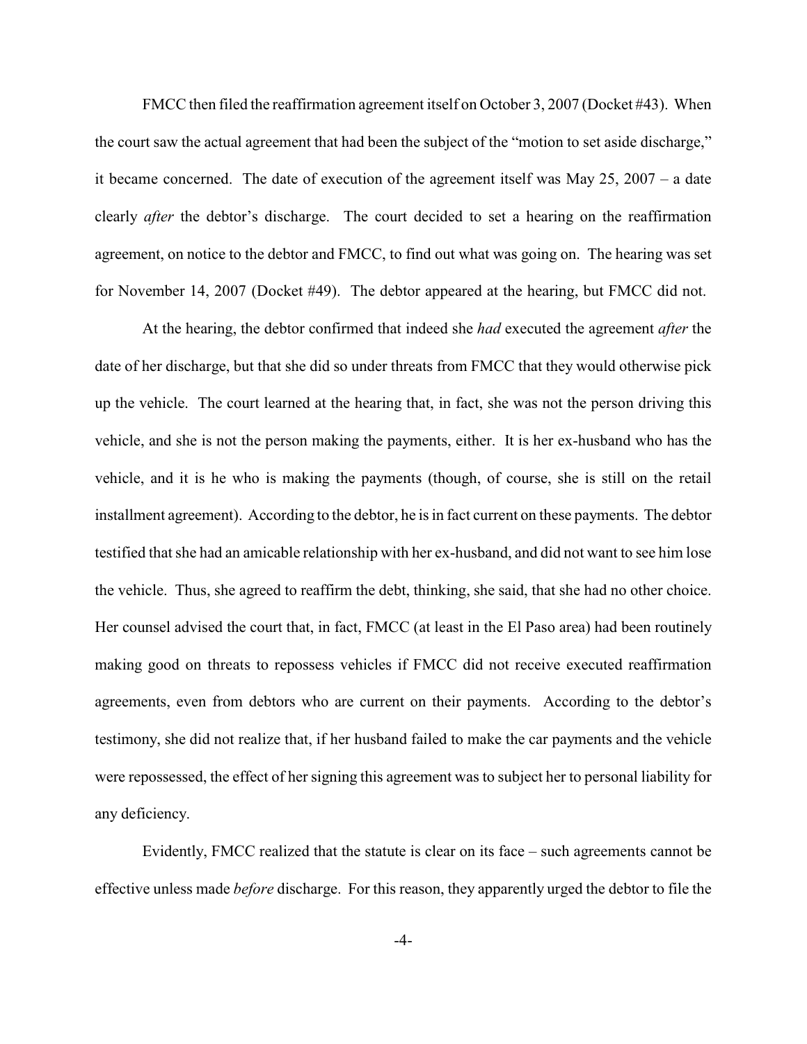FMCC then filed the reaffirmation agreement itself on October 3, 2007 (Docket #43). When the court saw the actual agreement that had been the subject of the "motion to set aside discharge," it became concerned. The date of execution of the agreement itself was May 25, 2007 – a date clearly *after* the debtor's discharge. The court decided to set a hearing on the reaffirmation agreement, on notice to the debtor and FMCC, to find out what was going on. The hearing was set for November 14, 2007 (Docket #49). The debtor appeared at the hearing, but FMCC did not.

At the hearing, the debtor confirmed that indeed she *had* executed the agreement *after* the date of her discharge, but that she did so under threats from FMCC that they would otherwise pick up the vehicle. The court learned at the hearing that, in fact, she was not the person driving this vehicle, and she is not the person making the payments, either. It is her ex-husband who has the vehicle, and it is he who is making the payments (though, of course, she is still on the retail installment agreement). According to the debtor, he is in fact current on these payments. The debtor testified that she had an amicable relationship with her ex-husband, and did not want to see him lose the vehicle. Thus, she agreed to reaffirm the debt, thinking, she said, that she had no other choice. Her counsel advised the court that, in fact, FMCC (at least in the El Paso area) had been routinely making good on threats to repossess vehicles if FMCC did not receive executed reaffirmation agreements, even from debtors who are current on their payments. According to the debtor's testimony, she did not realize that, if her husband failed to make the car payments and the vehicle were repossessed, the effect of her signing this agreement was to subject her to personal liability for any deficiency.

Evidently, FMCC realized that the statute is clear on its face – such agreements cannot be effective unless made *before* discharge. For this reason, they apparently urged the debtor to file the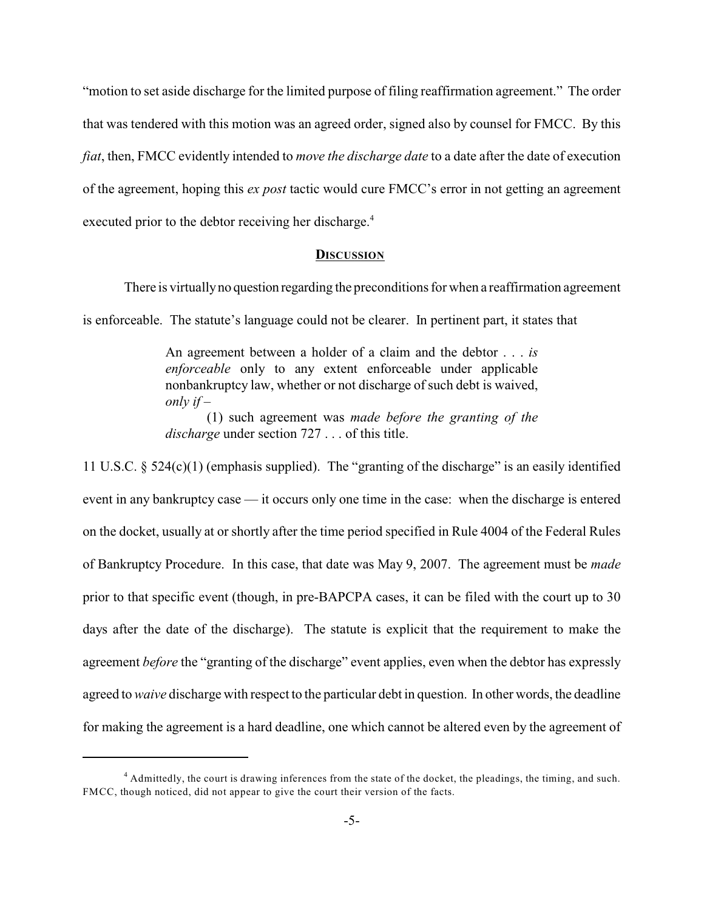"motion to set aside discharge for the limited purpose of filing reaffirmation agreement." The order that was tendered with this motion was an agreed order, signed also by counsel for FMCC. By this *fiat*, then, FMCC evidently intended to *move the discharge date* to a date after the date of execution of the agreement, hoping this *ex post* tactic would cure FMCC's error in not getting an agreement executed prior to the debtor receiving her discharge.[4]

## DISCUSSION

There is virtually no question regarding the preconditions for when a reaffirmation agreement is enforceable. The statute's language could not be clearer. In pertinent part, it states that

> An agreement between a holder of a claim and the debtor . . . *is enforceable* only to any extent enforceable under applicable nonbankruptcy law, whether or not discharge of such debt is waived, *only if* –
>
> (1) such agreement was *made before the granting of the discharge* under section 727 . . . of this title.

11 U.S.C. § 524(c)(1) (emphasis supplied). The "granting of the discharge" is an easily identified event in any bankruptcy case — it occurs only one time in the case: when the discharge is entered on the docket, usually at or shortly after the time period specified in Rule 4004 of the Federal Rules of Bankruptcy Procedure. In this case, that date was May 9, 2007. The agreement must be *made* prior to that specific event (though, in pre-BAPCPA cases, it can be filed with the court up to 30 days after the date of the discharge). The statute is explicit that the requirement to make the agreement *before* the "granting of the discharge" event applies, even when the debtor has expressly agreed to *waive* discharge with respect to the particular debt in question. In other words, the deadline for making the agreement is a hard deadline, one which cannot be altered even by the agreement of

[4] Admittedly, the court is drawing inferences from the state of the docket, the pleadings, the timing, and such. FMCC, though noticed, did not appear to give the court their version of the facts.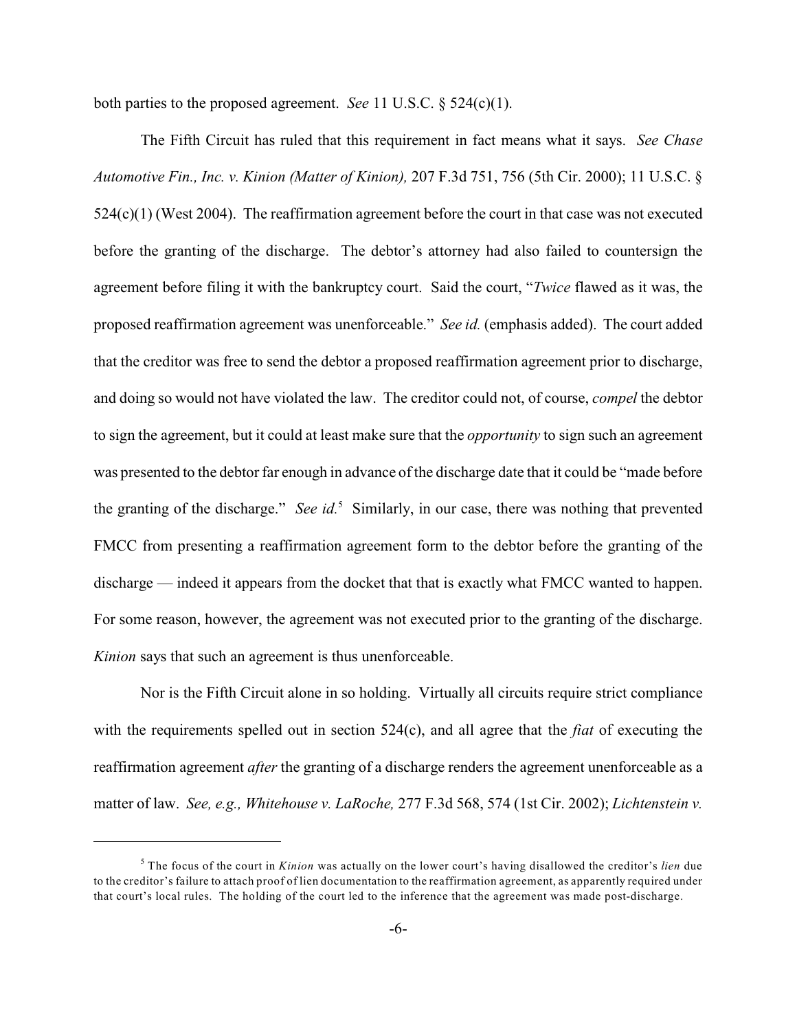both parties to the proposed agreement. *See* 11 U.S.C. § 524(c)(1).

The Fifth Circuit has ruled that this requirement in fact means what it says. *See Chase Automotive Fin., Inc. v. Kinion (Matter of Kinion),* 207 F.3d 751, 756 (5th Cir. 2000); 11 U.S.C. § 524(c)(1) (West 2004). The reaffirmation agreement before the court in that case was not executed before the granting of the discharge. The debtor's attorney had also failed to countersign the agreement before filing it with the bankruptcy court. Said the court, "*Twice* flawed as it was, the proposed reaffirmation agreement was unenforceable." *See id.* (emphasis added). The court added that the creditor was free to send the debtor a proposed reaffirmation agreement prior to discharge, and doing so would not have violated the law. The creditor could not, of course, *compel* the debtor to sign the agreement, but it could at least make sure that the *opportunity* to sign such an agreement was presented to the debtor far enough in advance of the discharge date that it could be "made before the granting of the discharge." *See id.*[5] Similarly, in our case, there was nothing that prevented FMCC from presenting a reaffirmation agreement form to the debtor before the granting of the discharge — indeed it appears from the docket that that is exactly what FMCC wanted to happen. For some reason, however, the agreement was not executed prior to the granting of the discharge. *Kinion* says that such an agreement is thus unenforceable.

Nor is the Fifth Circuit alone in so holding. Virtually all circuits require strict compliance with the requirements spelled out in section 524(c), and all agree that the *fiat* of executing the reaffirmation agreement *after* the granting of a discharge renders the agreement unenforceable as a matter of law. *See, e.g., Whitehouse v. LaRoche,* 277 F.3d 568, 574 (1st Cir. 2002); *Lichtenstein v.*

---

[5] The focus of the court in *Kinion* was actually on the lower court's having disallowed the creditor's *lien* due to the creditor's failure to attach proof of lien documentation to the reaffirmation agreement, as apparently required under that court's local rules. The holding of the court led to the inference that the agreement was made post-discharge.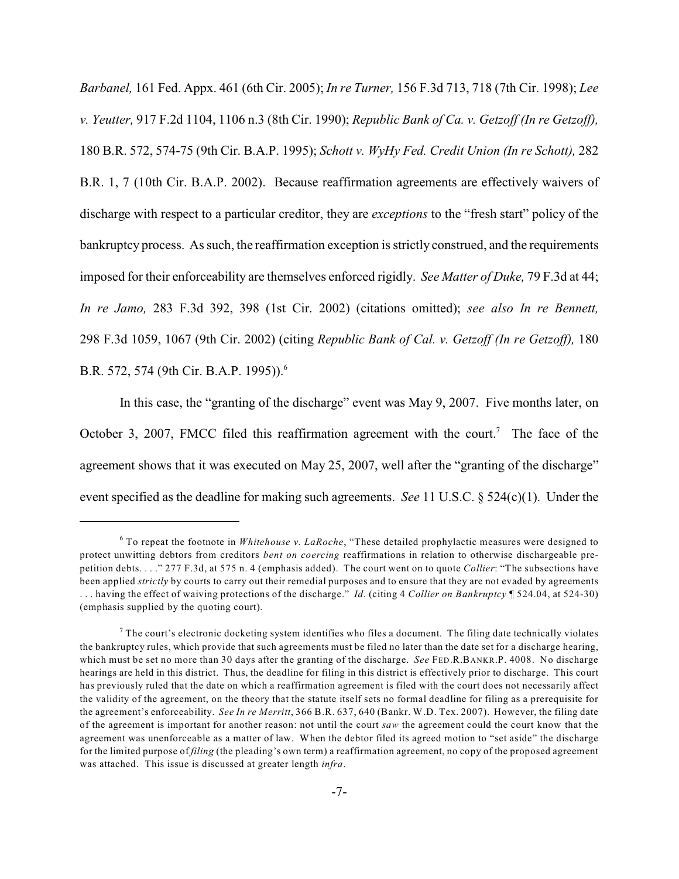*Barbanel,* 161 Fed. Appx. 461 (6th Cir. 2005); *In re Turner,* 156 F.3d 713, 718 (7th Cir. 1998); *Lee v. Yeutter,* 917 F.2d 1104, 1106 n.3 (8th Cir. 1990); *Republic Bank of Ca. v. Getzoff (In re Getzoff),* 180 B.R. 572, 574-75 (9th Cir. B.A.P. 1995); *Schott v. WyHy Fed. Credit Union (In re Schott),* 282 B.R. 1, 7 (10th Cir. B.A.P. 2002). Because reaffirmation agreements are effectively waivers of discharge with respect to a particular creditor, they are *exceptions* to the "fresh start" policy of the bankruptcy process. As such, the reaffirmation exception is strictly construed, and the requirements imposed for their enforceability are themselves enforced rigidly. *See Matter of Duke,* 79 F.3d at 44; *In re Jamo,* 283 F.3d 392, 398 (1st Cir. 2002) (citations omitted); *see also In re Bennett,* 298 F.3d 1059, 1067 (9th Cir. 2002) (citing *Republic Bank of Cal. v. Getzoff (In re Getzoff),* 180 B.R. 572, 574 (9th Cir. B.A.P. 1995)).[6]

In this case, the "granting of the discharge" event was May 9, 2007. Five months later, on October 3, 2007, FMCC filed this reaffirmation agreement with the court.[7] The face of the agreement shows that it was executed on May 25, 2007, well after the "granting of the discharge" event specified as the deadline for making such agreements. *See* 11 U.S.C. § 524(c)(1). Under the

---

[6] To repeat the footnote in *Whitehouse v. LaRoche*, "These detailed prophylactic measures were designed to protect unwitting debtors from creditors *bent on coercing* reaffirmations in relation to otherwise dischargeable pre-petition debts. . . ." 277 F.3d, at 575 n. 4 (emphasis added). The court went on to quote *Collier*: "The subsections have been applied *strictly* by courts to carry out their remedial purposes and to ensure that they are not evaded by agreements . . . having the effect of waiving protections of the discharge." *Id.* (citing 4 *Collier on Bankruptcy* ¶ 524.04, at 524-30) (emphasis supplied by the quoting court).

[7] The court's electronic docketing system identifies who files a document. The filing date technically violates the bankruptcy rules, which provide that such agreements must be filed no later than the date set for a discharge hearing, which must be set no more than 30 days after the granting of the discharge. *See* FED.R.BANKR.P. 4008. No discharge hearings are held in this district. Thus, the deadline for filing in this district is effectively prior to discharge. This court has previously ruled that the date on which a reaffirmation agreement is filed with the court does not necessarily affect the validity of the agreement, on the theory that the statute itself sets no formal deadline for filing as a prerequisite for the agreement's enforceability. *See In re Merritt*, 366 B.R. 637, 640 (Bankr. W.D. Tex. 2007). However, the filing date of the agreement is important for another reason: not until the court *saw* the agreement could the court know that the agreement was unenforceable as a matter of law. When the debtor filed its agreed motion to "set aside" the discharge for the limited purpose of *filing* (the pleading's own term) a reaffirmation agreement, no copy of the proposed agreement was attached. This issue is discussed at greater length *infra*.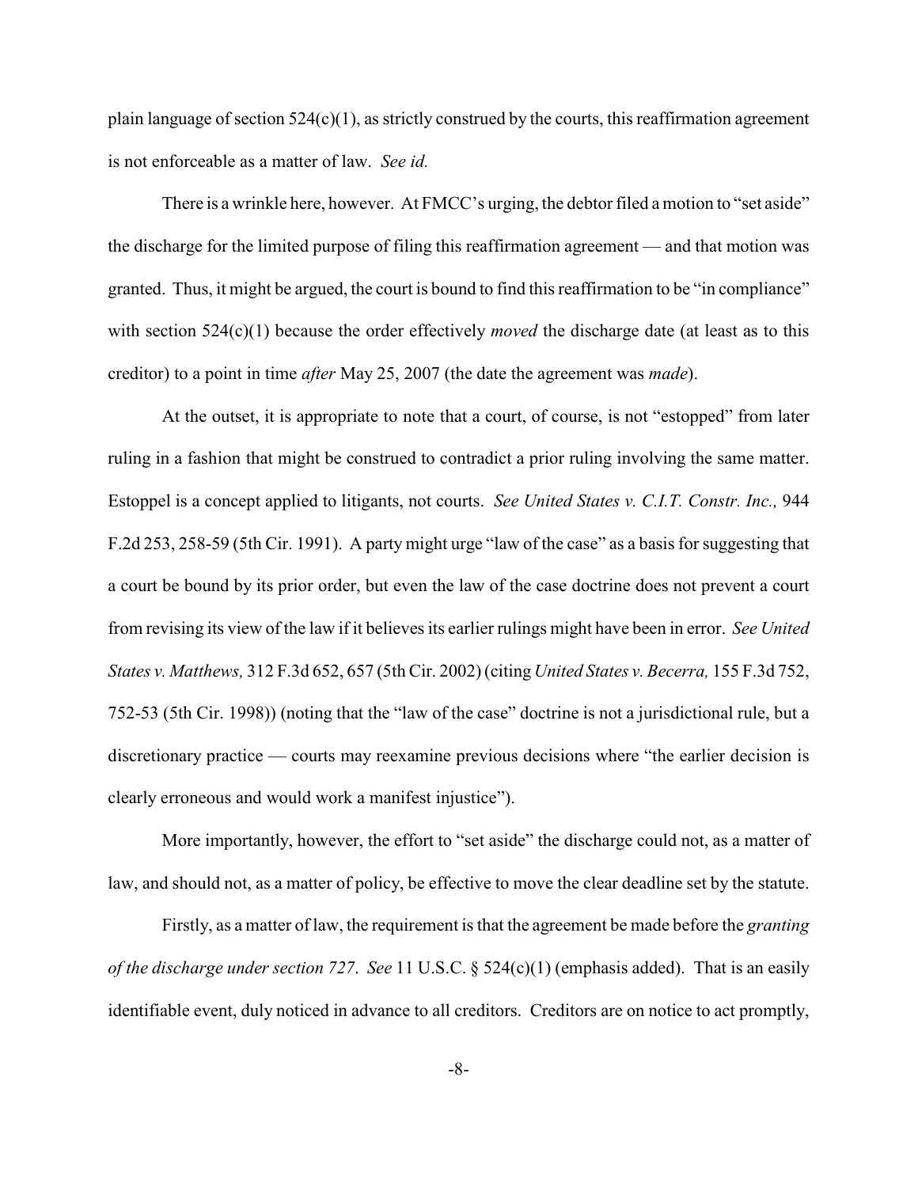plain language of section 524(c)(1), as strictly construed by the courts, this reaffirmation agreement is not enforceable as a matter of law. *See id.*

There is a wrinkle here, however. At FMCC's urging, the debtor filed a motion to "set aside" the discharge for the limited purpose of filing this reaffirmation agreement — and that motion was granted. Thus, it might be argued, the court is bound to find this reaffirmation to be "in compliance" with section 524(c)(1) because the order effectively *moved* the discharge date (at least as to this creditor) to a point in time *after* May 25, 2007 (the date the agreement was *made*).

At the outset, it is appropriate to note that a court, of course, is not "estopped" from later ruling in a fashion that might be construed to contradict a prior ruling involving the same matter. Estoppel is a concept applied to litigants, not courts. *See United States v. C.I.T. Constr. Inc.,* 944 F.2d 253, 258-59 (5th Cir. 1991). A party might urge "law of the case" as a basis for suggesting that a court be bound by its prior order, but even the law of the case doctrine does not prevent a court from revising its view of the law if it believes its earlier rulings might have been in error. *See United States v. Matthews,* 312 F.3d 652, 657 (5th Cir. 2002) (citing *United States v. Becerra,* 155 F.3d 752, 752-53 (5th Cir. 1998)) (noting that the "law of the case" doctrine is not a jurisdictional rule, but a discretionary practice — courts may reexamine previous decisions where "the earlier decision is clearly erroneous and would work a manifest injustice").

More importantly, however, the effort to "set aside" the discharge could not, as a matter of law, and should not, as a matter of policy, be effective to move the clear deadline set by the statute.

Firstly, as a matter of law, the requirement is that the agreement be made before the *granting of the discharge under section 727*. *See* 11 U.S.C. § 524(c)(1) (emphasis added). That is an easily identifiable event, duly noticed in advance to all creditors. Creditors are on notice to act promptly,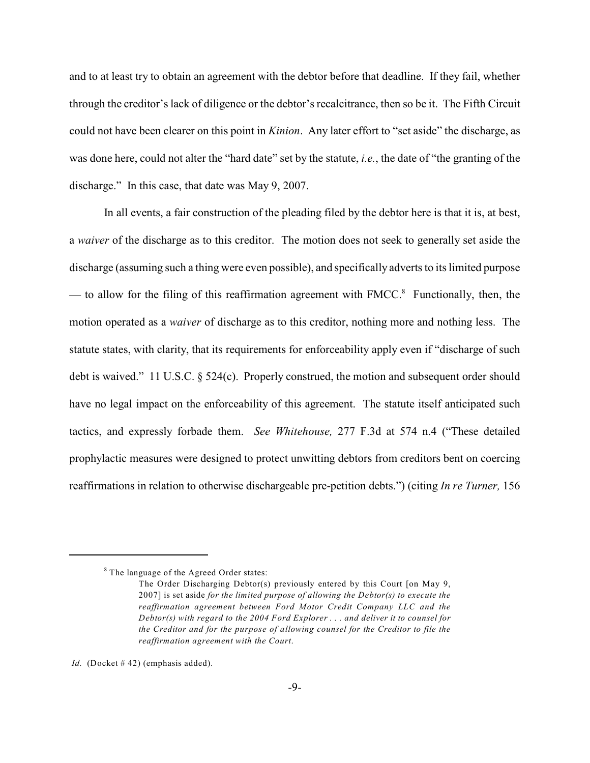and to at least try to obtain an agreement with the debtor before that deadline. If they fail, whether through the creditor's lack of diligence or the debtor's recalcitrance, then so be it. The Fifth Circuit could not have been clearer on this point in *Kinion*. Any later effort to "set aside" the discharge, as was done here, could not alter the "hard date" set by the statute, *i.e.*, the date of "the granting of the discharge." In this case, that date was May 9, 2007.

In all events, a fair construction of the pleading filed by the debtor here is that it is, at best, a *waiver* of the discharge as to this creditor. The motion does not seek to generally set aside the discharge (assuming such a thing were even possible), and specifically adverts to its limited purpose — to allow for the filing of this reaffirmation agreement with FMCC.[8] Functionally, then, the motion operated as a *waiver* of discharge as to this creditor, nothing more and nothing less. The statute states, with clarity, that its requirements for enforceability apply even if "discharge of such debt is waived." 11 U.S.C. § 524(c). Properly construed, the motion and subsequent order should have no legal impact on the enforceability of this agreement. The statute itself anticipated such tactics, and expressly forbade them. *See Whitehouse,* 277 F.3d at 574 n.4 ("These detailed prophylactic measures were designed to protect unwitting debtors from creditors bent on coercing reaffirmations in relation to otherwise dischargeable pre-petition debts.") (citing *In re Turner,* 156

---

[8] The language of the Agreed Order states:

> The Order Discharging Debtor(s) previously entered by this Court [on May 9, 2007] is set aside *for the limited purpose of allowing the Debtor(s) to execute the reaffirmation agreement between Ford Motor Credit Company LLC and the Debtor(s) with regard to the 2004 Ford Explorer . . . and deliver it to counsel for the Creditor and for the purpose of allowing counsel for the Creditor to file the reaffirmation agreement with the Court.*

*Id.* (Docket # 42) (emphasis added).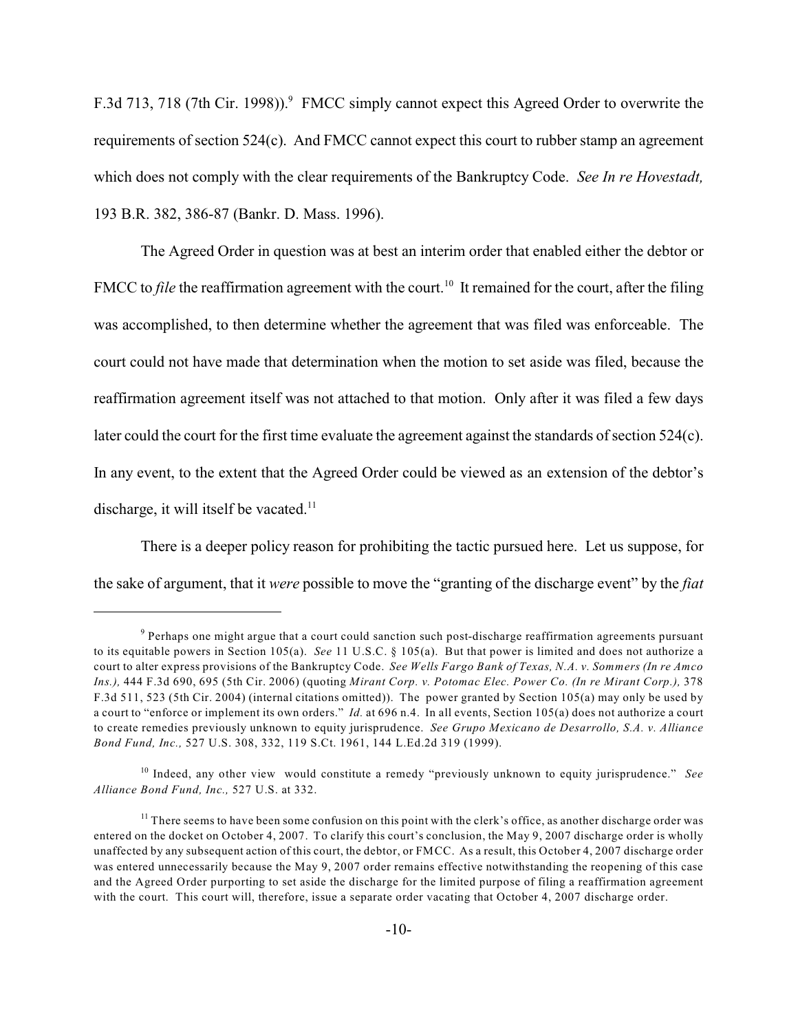F.3d 713, 718 (7th Cir. 1998)).[9] FMCC simply cannot expect this Agreed Order to overwrite the requirements of section 524(c). And FMCC cannot expect this court to rubber stamp an agreement which does not comply with the clear requirements of the Bankruptcy Code. *See In re Hovestadt,* 193 B.R. 382, 386-87 (Bankr. D. Mass. 1996).

The Agreed Order in question was at best an interim order that enabled either the debtor or FMCC to *file* the reaffirmation agreement with the court.[10] It remained for the court, after the filing was accomplished, to then determine whether the agreement that was filed was enforceable. The court could not have made that determination when the motion to set aside was filed, because the reaffirmation agreement itself was not attached to that motion. Only after it was filed a few days later could the court for the first time evaluate the agreement against the standards of section 524(c). In any event, to the extent that the Agreed Order could be viewed as an extension of the debtor's discharge, it will itself be vacated.[11]

There is a deeper policy reason for prohibiting the tactic pursued here. Let us suppose, for the sake of argument, that it *were* possible to move the "granting of the discharge event" by the *fiat*

---

[9] Perhaps one might argue that a court could sanction such post-discharge reaffirmation agreements pursuant to its equitable powers in Section 105(a). *See* 11 U.S.C. § 105(a). But that power is limited and does not authorize a court to alter express provisions of the Bankruptcy Code. *See Wells Fargo Bank of Texas, N.A. v. Sommers (In re Amco Ins.),* 444 F.3d 690, 695 (5th Cir. 2006) (quoting *Mirant Corp. v. Potomac Elec. Power Co. (In re Mirant Corp.),* 378 F.3d 511, 523 (5th Cir. 2004) (internal citations omitted)). The power granted by Section 105(a) may only be used by a court to "enforce or implement its own orders." *Id.* at 696 n.4. In all events, Section 105(a) does not authorize a court to create remedies previously unknown to equity jurisprudence. *See Grupo Mexicano de Desarrollo, S.A. v. Alliance Bond Fund, Inc.,* 527 U.S. 308, 332, 119 S.Ct. 1961, 144 L.Ed.2d 319 (1999).

[10] Indeed, any other view would constitute a remedy "previously unknown to equity jurisprudence." *See Alliance Bond Fund, Inc.,* 527 U.S. at 332.

[11] There seems to have been some confusion on this point with the clerk's office, as another discharge order was entered on the docket on October 4, 2007. To clarify this court's conclusion, the May 9, 2007 discharge order is wholly unaffected by any subsequent action of this court, the debtor, or FMCC. As a result, this October 4, 2007 discharge order was entered unnecessarily because the May 9, 2007 order remains effective notwithstanding the reopening of this case and the Agreed Order purporting to set aside the discharge for the limited purpose of filing a reaffirmation agreement with the court. This court will, therefore, issue a separate order vacating that October 4, 2007 discharge order.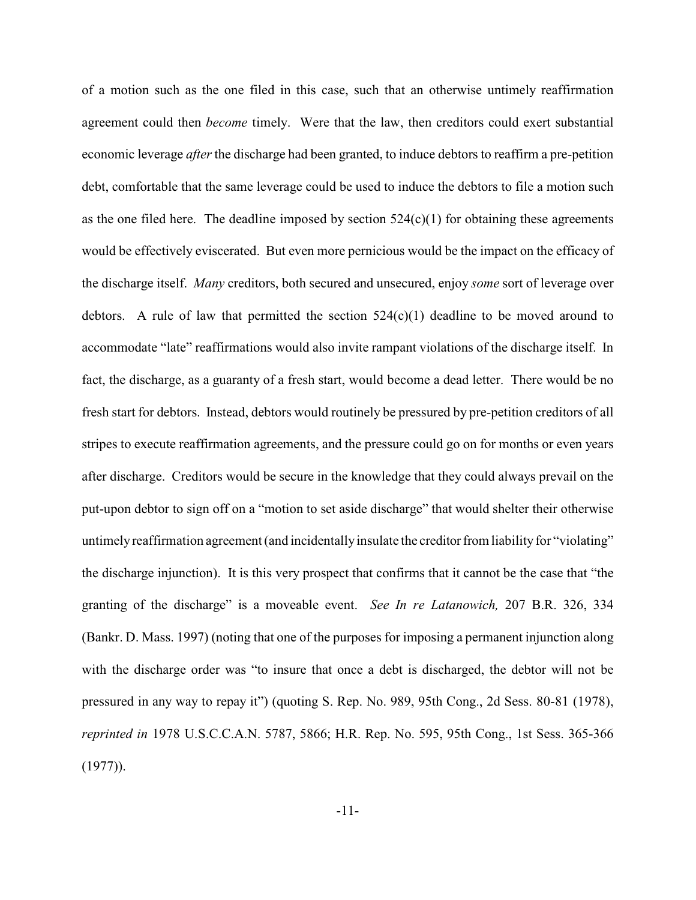of a motion such as the one filed in this case, such that an otherwise untimely reaffirmation agreement could then *become* timely. Were that the law, then creditors could exert substantial economic leverage *after* the discharge had been granted, to induce debtors to reaffirm a pre-petition debt, comfortable that the same leverage could be used to induce the debtors to file a motion such as the one filed here. The deadline imposed by section 524(c)(1) for obtaining these agreements would be effectively eviscerated. But even more pernicious would be the impact on the efficacy of the discharge itself. *Many* creditors, both secured and unsecured, enjoy *some* sort of leverage over debtors. A rule of law that permitted the section 524(c)(1) deadline to be moved around to accommodate "late" reaffirmations would also invite rampant violations of the discharge itself. In fact, the discharge, as a guaranty of a fresh start, would become a dead letter. There would be no fresh start for debtors. Instead, debtors would routinely be pressured by pre-petition creditors of all stripes to execute reaffirmation agreements, and the pressure could go on for months or even years after discharge. Creditors would be secure in the knowledge that they could always prevail on the put-upon debtor to sign off on a "motion to set aside discharge" that would shelter their otherwise untimely reaffirmation agreement (and incidentally insulate the creditor from liability for "violating" the discharge injunction). It is this very prospect that confirms that it cannot be the case that "the granting of the discharge" is a moveable event. *See In re Latanowich,* 207 B.R. 326, 334 (Bankr. D. Mass. 1997) (noting that one of the purposes for imposing a permanent injunction along with the discharge order was "to insure that once a debt is discharged, the debtor will not be pressured in any way to repay it") (quoting S. Rep. No. 989, 95th Cong., 2d Sess. 80-81 (1978), *reprinted in* 1978 U.S.C.C.A.N. 5787, 5866; H.R. Rep. No. 595, 95th Cong., 1st Sess. 365-366 (1977)).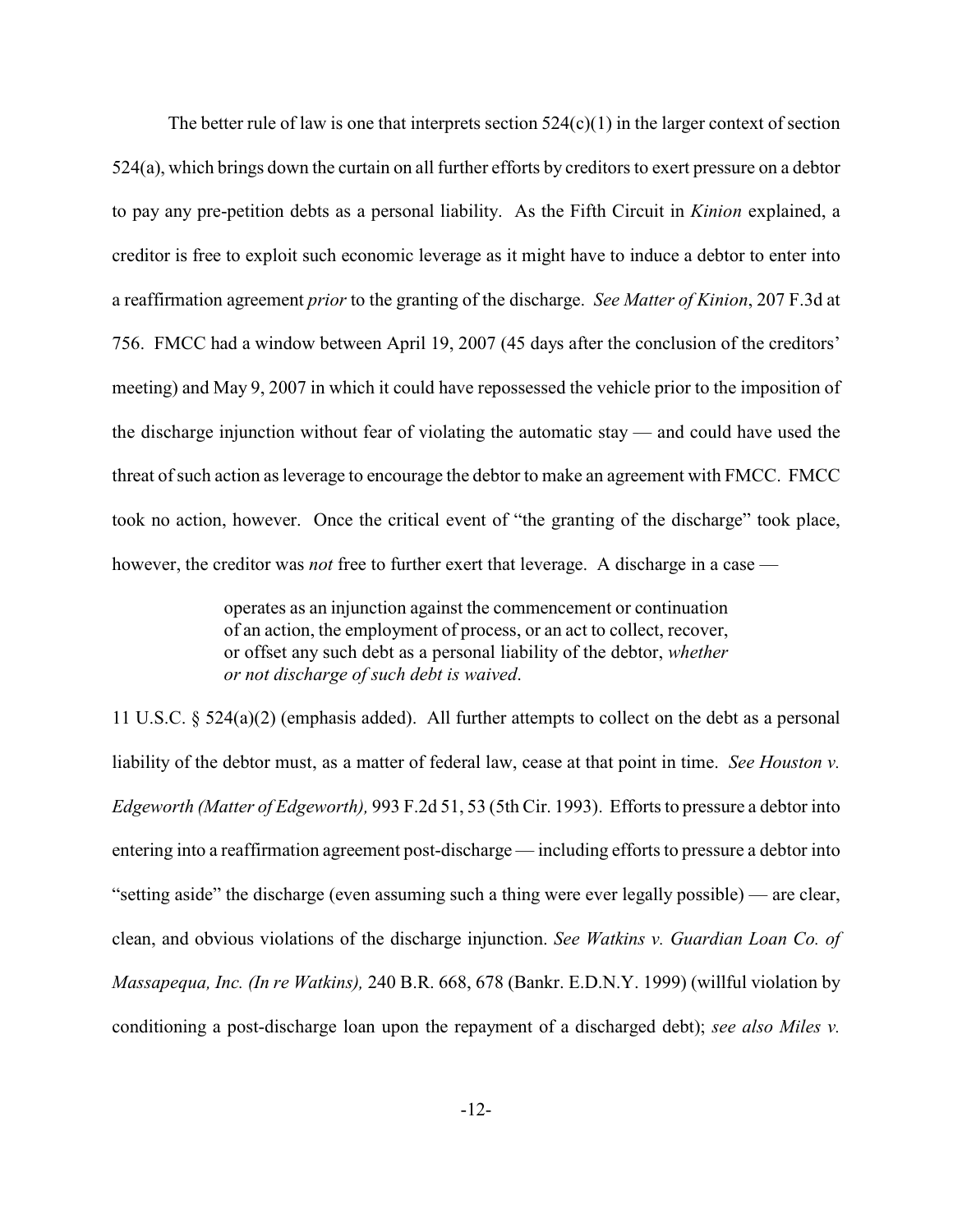The better rule of law is one that interprets section 524(c)(1) in the larger context of section 524(a), which brings down the curtain on all further efforts by creditors to exert pressure on a debtor to pay any pre-petition debts as a personal liability. As the Fifth Circuit in *Kinion* explained, a creditor is free to exploit such economic leverage as it might have to induce a debtor to enter into a reaffirmation agreement *prior* to the granting of the discharge. *See Matter of Kinion*, 207 F.3d at 756. FMCC had a window between April 19, 2007 (45 days after the conclusion of the creditors' meeting) and May 9, 2007 in which it could have repossessed the vehicle prior to the imposition of the discharge injunction without fear of violating the automatic stay — and could have used the threat of such action as leverage to encourage the debtor to make an agreement with FMCC. FMCC took no action, however. Once the critical event of "the granting of the discharge" took place, however, the creditor was *not* free to further exert that leverage. A discharge in a case —

> operates as an injunction against the commencement or continuation of an action, the employment of process, or an act to collect, recover, or offset any such debt as a personal liability of the debtor, *whether or not discharge of such debt is waived*.

11 U.S.C. § 524(a)(2) (emphasis added). All further attempts to collect on the debt as a personal liability of the debtor must, as a matter of federal law, cease at that point in time. *See Houston v. Edgeworth (Matter of Edgeworth),* 993 F.2d 51, 53 (5th Cir. 1993). Efforts to pressure a debtor into entering into a reaffirmation agreement post-discharge — including efforts to pressure a debtor into "setting aside" the discharge (even assuming such a thing were ever legally possible) — are clear, clean, and obvious violations of the discharge injunction. *See Watkins v. Guardian Loan Co. of Massapequa, Inc. (In re Watkins),* 240 B.R. 668, 678 (Bankr. E.D.N.Y. 1999) (willful violation by conditioning a post-discharge loan upon the repayment of a discharged debt); *see also Miles v.*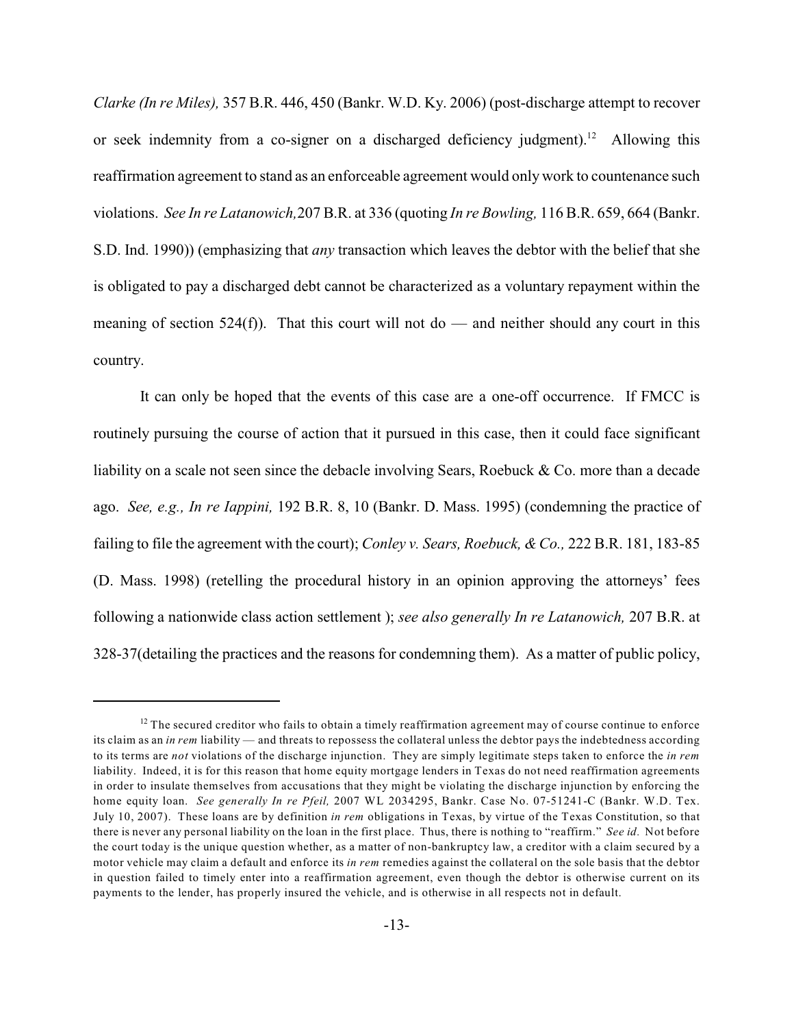*Clarke (In re Miles),* 357 B.R. 446, 450 (Bankr. W.D. Ky. 2006) (post-discharge attempt to recover or seek indemnity from a co-signer on a discharged deficiency judgment).[12] Allowing this reaffirmation agreement to stand as an enforceable agreement would only work to countenance such violations. *See In re Latanowich,*207 B.R. at 336 (quoting *In re Bowling,* 116 B.R. 659, 664 (Bankr. S.D. Ind. 1990)) (emphasizing that *any* transaction which leaves the debtor with the belief that she is obligated to pay a discharged debt cannot be characterized as a voluntary repayment within the meaning of section 524(f)). That this court will not do — and neither should any court in this country.

It can only be hoped that the events of this case are a one-off occurrence. If FMCC is routinely pursuing the course of action that it pursued in this case, then it could face significant liability on a scale not seen since the debacle involving Sears, Roebuck & Co. more than a decade ago. *See, e.g., In re Iappini,* 192 B.R. 8, 10 (Bankr. D. Mass. 1995) (condemning the practice of failing to file the agreement with the court); *Conley v. Sears, Roebuck, & Co.,* 222 B.R. 181, 183-85 (D. Mass. 1998) (retelling the procedural history in an opinion approving the attorneys' fees following a nationwide class action settlement ); *see also generally In re Latanowich,* 207 B.R. at 328-37(detailing the practices and the reasons for condemning them). As a matter of public policy,

---

[12] The secured creditor who fails to obtain a timely reaffirmation agreement may of course continue to enforce its claim as an *in rem* liability — and threats to repossess the collateral unless the debtor pays the indebtedness according to its terms are *not* violations of the discharge injunction. They are simply legitimate steps taken to enforce the *in rem* liability. Indeed, it is for this reason that home equity mortgage lenders in Texas do not need reaffirmation agreements in order to insulate themselves from accusations that they might be violating the discharge injunction by enforcing the home equity loan. *See generally In re Pfeil,* 2007 WL 2034295, Bankr. Case No. 07-51241-C (Bankr. W.D. Tex. July 10, 2007). These loans are by definition *in rem* obligations in Texas, by virtue of the Texas Constitution, so that there is never any personal liability on the loan in the first place. Thus, there is nothing to "reaffirm." *See id.* Not before the court today is the unique question whether, as a matter of non-bankruptcy law, a creditor with a claim secured by a motor vehicle may claim a default and enforce its *in rem* remedies against the collateral on the sole basis that the debtor in question failed to timely enter into a reaffirmation agreement, even though the debtor is otherwise current on its payments to the lender, has properly insured the vehicle, and is otherwise in all respects not in default.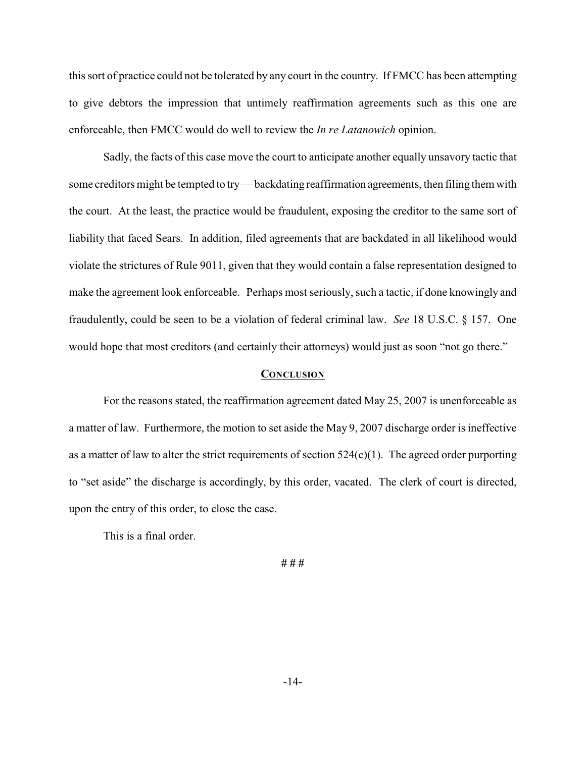this sort of practice could not be tolerated by any court in the country. If FMCC has been attempting to give debtors the impression that untimely reaffirmation agreements such as this one are enforceable, then FMCC would do well to review the *In re Latanowich* opinion.

Sadly, the facts of this case move the court to anticipate another equally unsavory tactic that some creditors might be tempted to try — backdating reaffirmation agreements, then filing them with the court. At the least, the practice would be fraudulent, exposing the creditor to the same sort of liability that faced Sears. In addition, filed agreements that are backdated in all likelihood would violate the strictures of Rule 9011, given that they would contain a false representation designed to make the agreement look enforceable. Perhaps most seriously, such a tactic, if done knowingly and fraudulently, could be seen to be a violation of federal criminal law. *See* 18 U.S.C. § 157. One would hope that most creditors (and certainly their attorneys) would just as soon "not go there."

## **CONCLUSION**

For the reasons stated, the reaffirmation agreement dated May 25, 2007 is unenforceable as a matter of law. Furthermore, the motion to set aside the May 9, 2007 discharge order is ineffective as a matter of law to alter the strict requirements of section 524(c)(1). The agreed order purporting to "set aside" the discharge is accordingly, by this order, vacated. The clerk of court is directed, upon the entry of this order, to close the case.

This is a final order.

# # #